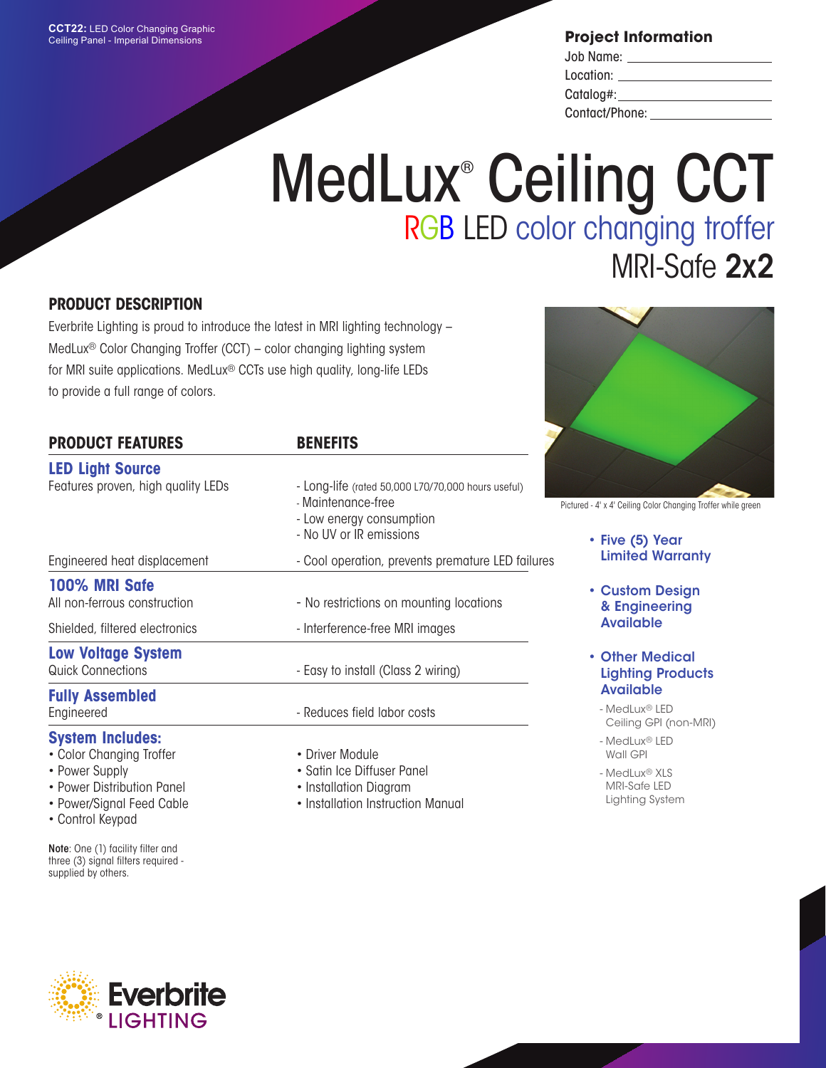**CCT22:** LED Color Changing Graphic Ceiling Panel - Imperial Dimensions

## Project Information

Job Name: \_\_\_\_\_\_\_\_\_\_\_\_\_\_\_\_\_\_\_\_

Location: \_\_\_\_\_\_\_\_\_\_\_\_\_\_\_\_\_\_\_\_

Catalog#: \_\_\_\_\_\_\_\_\_\_\_\_\_\_\_\_\_\_\_\_

Contact/Phone: \_\_\_\_\_\_\_\_\_\_\_\_\_\_\_\_\_\_\_\_

# MedLux® Ceiling CCT

## RGB LED color changing troffer

## MRI-Safe **2x2**

### PRODUCT DESCRIPTION

Everbrite Lighting is proud to introduce the latest in MRI lighting technology – MedLux® Color Changing Troffer (CCT) – color changing lighting system for MRI suite applications. MedLux® CCTs use high quality, long-life LEDs to provide a full range of colors.

Pictured - 4' x 4' Ceiling Color Changing Troffer while green

| PRODUCT FEATURES | BENEFITS |
|---|---|
| **LED Light Source** | |
| Features proven, high quality LEDs | - Long-life (rated 50,000 L70/70,000 hours useful)<br>- Maintenance-free<br>- Low energy consumption<br>- No UV or IR emissions |
| Engineered heat displacement | - Cool operation, prevents premature LED failures |
| **100% MRI Safe** | |
| All non-ferrous construction | - No restrictions on mounting locations |
| Shielded, filtered electronics | - Interference-free MRI images |
| **Low Voltage System** | |
| Quick Connections | - Easy to install (Class 2 wiring) |
| **Fully Assembled** | |
| Engineered | - Reduces field labor costs |

### System Includes:

- Color Changing Troffer
- Power Supply
- Power Distribution Panel
- Power/Signal Feed Cable
- Control Keypad
- Driver Module
- Satin Ice Diffuser Panel
- Installation Diagram
- Installation Instruction Manual

**Note**: One (1) facility filter and three (3) signal filters required - supplied by others.

- **Five (5) Year Limited Warranty**
- **Custom Design & Engineering Available**
- **Other Medical Lighting Products Available**
  - MedLux® LED Ceiling GPI (non-MRI)
  - MedLux® LED Wall GPI
  - MedLux® XLS MRI-Safe LED Lighting System

Everbrite® LIGHTING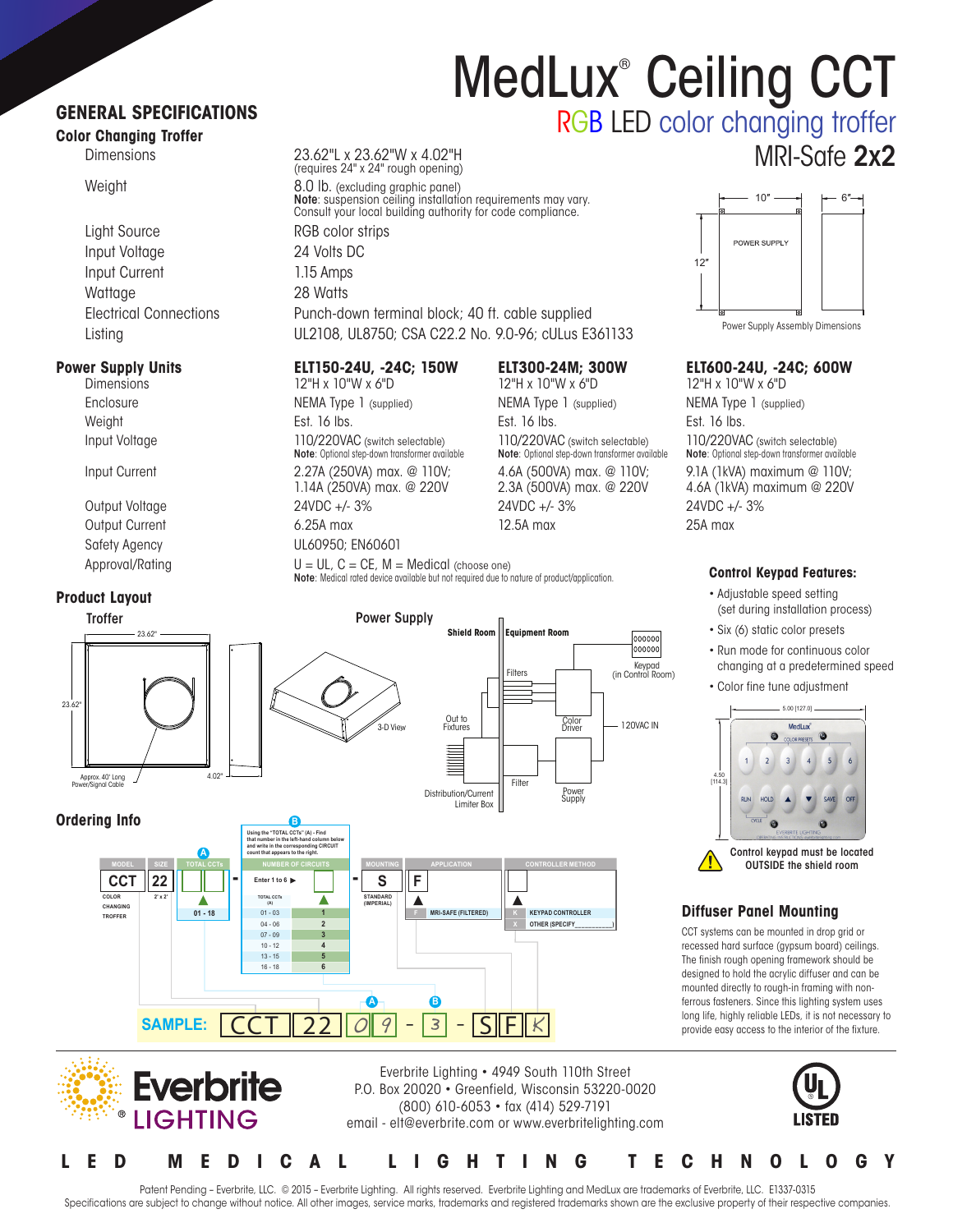# MedLux® Ceiling CCT

## RGB LED color changing troffer

MRI-Safe **2x2**

## GENERAL SPECIFICATIONS

### Color Changing Troffer

| | |
|---|---|
| Dimensions | 23.62"L x 23.62"W x 4.02"H (requires 24" x 24" rough opening) |
| Weight | 8.0 lb. (excluding graphic panel) **Note**: suspension ceiling installation requirements may vary. Consult your local building authority for code compliance. |
| Light Source | RGB color strips |
| Input Voltage | 24 Volts DC |
| Input Current | 1.15 Amps |
| Wattage | 28 Watts |
| Electrical Connections | Punch-down terminal block; 40 ft. cable supplied |
| Listing | UL2108, UL8750; CSA C22.2 No. 9.0-96; cULus E361133 |

10"
6"
12"
POWER SUPPLY

Power Supply Assembly Dimensions

### Power Supply Units

| | ELT150-24U, -24C; 150W | ELT300-24M; 300W | ELT600-24U, -24C; 600W |
|---|---|---|---|
| Dimensions | 12"H x 10"W x 6"D | 12"H x 10"W x 6"D | 12"H x 10"W x 6"D |
| Enclosure | NEMA Type 1 (supplied) | NEMA Type 1 (supplied) | NEMA Type 1 (supplied) |
| Weight | Est. 16 lbs. | Est. 16 lbs. | Est. 16 lbs. |
| Input Voltage | 110/220VAC (switch selectable) **Note**: Optional step-down transformer available | 110/220VAC (switch selectable) **Note**: Optional step-down transformer available | 110/220VAC (switch selectable) **Note**: Optional step-down transformer available |
| Input Current | 2.27A (250VA) max. @ 110V; 1.14A (250VA) max. @ 220V | 4.6A (500VA) max. @ 110V; 2.3A (500VA) max. @ 220V | 9.1A (1kVA) maximum @ 110V; 4.6A (1kVA) maximum @ 220V |
| Output Voltage | 24VDC +/- 3% | 24VDC +/- 3% | 24VDC +/- 3% |
| Output Current | 6.25A max | 12.5A max | 25A max |
| Safety Agency | UL60950; EN60601 | | |
| Approval/Rating | U = UL, C = CE, M = Medical (choose one) **Note**: Medical rated device available but not required due to nature of product/application. | | |

### Control Keypad Features:

- Adjustable speed setting (set during installation process)
- Six (6) static color presets
- Run mode for continuous color changing at a predetermined speed
- Color fine tune adjustment

5.00 [127.0]
4.50 [114.3]
MedLux
COLOR PRESETS
1 2 3 4 5 6
RUN HOLD ▲ ▼ SAVE OFF
CYCLE
EVERBRITE LIGHTING

**Control keypad must be located OUTSIDE the shield room**

### Product Layout

**Troffer**

23.62"
23.62"
4.02"
Approx. 40' Long Power/Signal Cable

**Power Supply**

3-D View

Shield Room | Equipment Room
Keypad (in Control Room)
Filters
Out to Fixtures
Color Driver
120VAC IN
Filter
Power Supply
Distribution/Current Limiter Box

### Ordering Info

| MODEL | SIZE | TOTAL CCTs (A) | - | NUMBER OF CIRCUITS (B) | - | MOUNTING | APPLICATION | CONTROLLER METHOD |
|---|---|---|---|---|---|---|---|---|
| CCT | 22 | | - | | - | S | F | |
| COLOR CHANGING TROFFER | 2' x 2' | 01 - 18 | | | | STANDARD (IMPERIAL) | F MRI-SAFE (FILTERED) | K KEYPAD CONTROLLER; X OTHER (SPECIFY________) |

Using the "TOTAL CCTs" (A) - Find that number in the left-hand column below and write in the corresponding CIRCUIT count that appears to the right.

Enter 1 to 6 ▶

| TOTAL CCTs (A) | NUMBER OF CIRCUITS |
|---|---|
| 01 - 03 | 1 |
| 04 - 06 | 2 |
| 07 - 09 | 3 |
| 10 - 12 | 4 |
| 13 - 15 | 5 |
| 16 - 18 | 6 |

**SAMPLE:** CCT 22 09 - 3 - S F K

### Diffuser Panel Mounting

CCT systems can be mounted in drop grid or recessed hard surface (gypsum board) ceilings. The finish rough opening framework should be designed to hold the acrylic diffuser and can be mounted directly to rough-in framing with non-ferrous fasteners. Since this lighting system uses long life, highly reliable LEDs, it is not necessary to provide easy access to the interior of the fixture.

Everbrite® LIGHTING

Everbrite Lighting • 4949 South 110th Street
P.O. Box 20020 • Greenfield, Wisconsin 53220-0020
(800) 610-6053 • fax (414) 529-7191
email - elt@everbrite.com or www.everbritelighting.com

UL LISTED

L E D M E D I C A L L I G H T I N G T E C H N O L O G Y

Patent Pending – Everbrite, LLC. © 2015 – Everbrite Lighting. All rights reserved. Everbrite Lighting and MedLux are trademarks of Everbrite, LLC. E1337-0315
Specifications are subject to change without notice. All other images, service marks, trademarks and registered trademarks shown are the exclusive property of their respective companies.